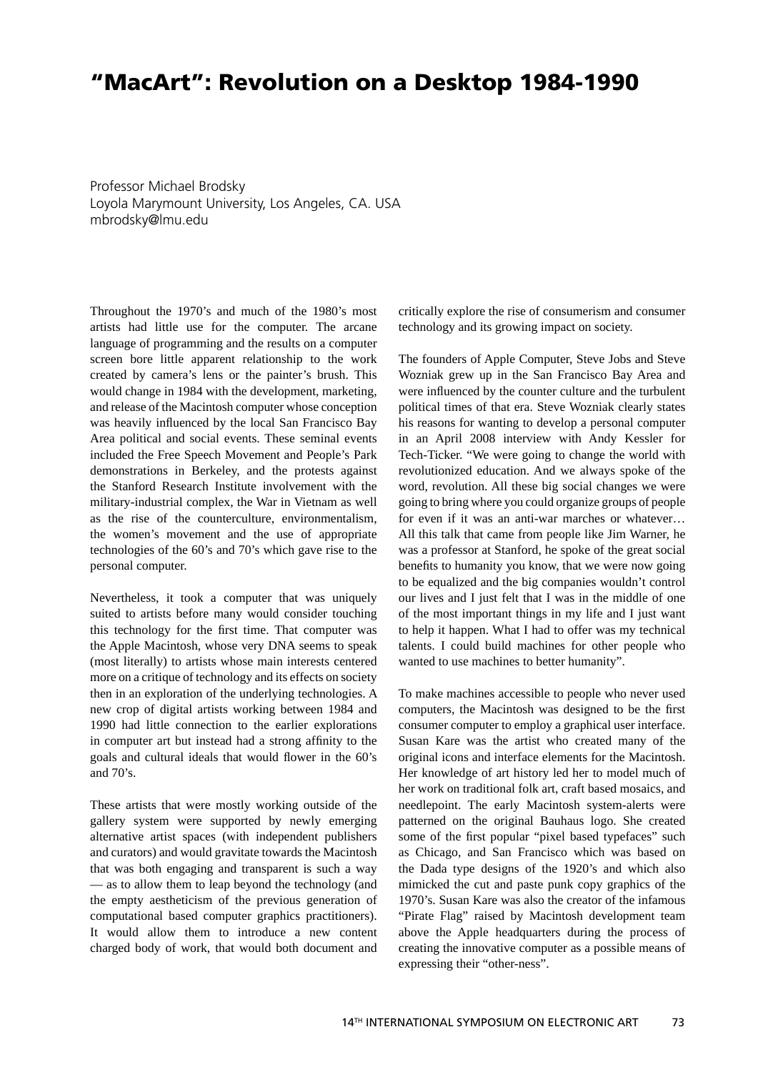# "MacArt": Revolution on a Desktop 1984-1990

Professor Michael Brodsky
Loyola Marymount University, Los Angeles, CA. USA
mbrodsky@lmu.edu

Throughout the 1970's and much of the 1980's most artists had little use for the computer. The arcane language of programming and the results on a computer screen bore little apparent relationship to the work created by camera's lens or the painter's brush. This would change in 1984 with the development, marketing, and release of the Macintosh computer whose conception was heavily influenced by the local San Francisco Bay Area political and social events. These seminal events included the Free Speech Movement and People's Park demonstrations in Berkeley, and the protests against the Stanford Research Institute involvement with the military-industrial complex, the War in Vietnam as well as the rise of the counterculture, environmentalism, the women's movement and the use of appropriate technologies of the 60's and 70's which gave rise to the personal computer.

Nevertheless, it took a computer that was uniquely suited to artists before many would consider touching this technology for the first time. That computer was the Apple Macintosh, whose very DNA seems to speak (most literally) to artists whose main interests centered more on a critique of technology and its effects on society then in an exploration of the underlying technologies. A new crop of digital artists working between 1984 and 1990 had little connection to the earlier explorations in computer art but instead had a strong affinity to the goals and cultural ideals that would flower in the 60's and 70's.

These artists that were mostly working outside of the gallery system were supported by newly emerging alternative artist spaces (with independent publishers and curators) and would gravitate towards the Macintosh that was both engaging and transparent is such a way — as to allow them to leap beyond the technology (and the empty aestheticism of the previous generation of computational based computer graphics practitioners). It would allow them to introduce a new content charged body of work, that would both document and critically explore the rise of consumerism and consumer technology and its growing impact on society.

The founders of Apple Computer, Steve Jobs and Steve Wozniak grew up in the San Francisco Bay Area and were influenced by the counter culture and the turbulent political times of that era. Steve Wozniak clearly states his reasons for wanting to develop a personal computer in an April 2008 interview with Andy Kessler for Tech-Ticker. "We were going to change the world with revolutionized education. And we always spoke of the word, revolution. All these big social changes we were going to bring where you could organize groups of people for even if it was an anti-war marches or whatever… All this talk that came from people like Jim Warner, he was a professor at Stanford, he spoke of the great social benefits to humanity you know, that we were now going to be equalized and the big companies wouldn't control our lives and I just felt that I was in the middle of one of the most important things in my life and I just want to help it happen. What I had to offer was my technical talents. I could build machines for other people who wanted to use machines to better humanity".

To make machines accessible to people who never used computers, the Macintosh was designed to be the first consumer computer to employ a graphical user interface. Susan Kare was the artist who created many of the original icons and interface elements for the Macintosh. Her knowledge of art history led her to model much of her work on traditional folk art, craft based mosaics, and needlepoint. The early Macintosh system-alerts were patterned on the original Bauhaus logo. She created some of the first popular "pixel based typefaces" such as Chicago, and San Francisco which was based on the Dada type designs of the 1920's and which also mimicked the cut and paste punk copy graphics of the 1970's. Susan Kare was also the creator of the infamous "Pirate Flag" raised by Macintosh development team above the Apple headquarters during the process of creating the innovative computer as a possible means of expressing their "other-ness".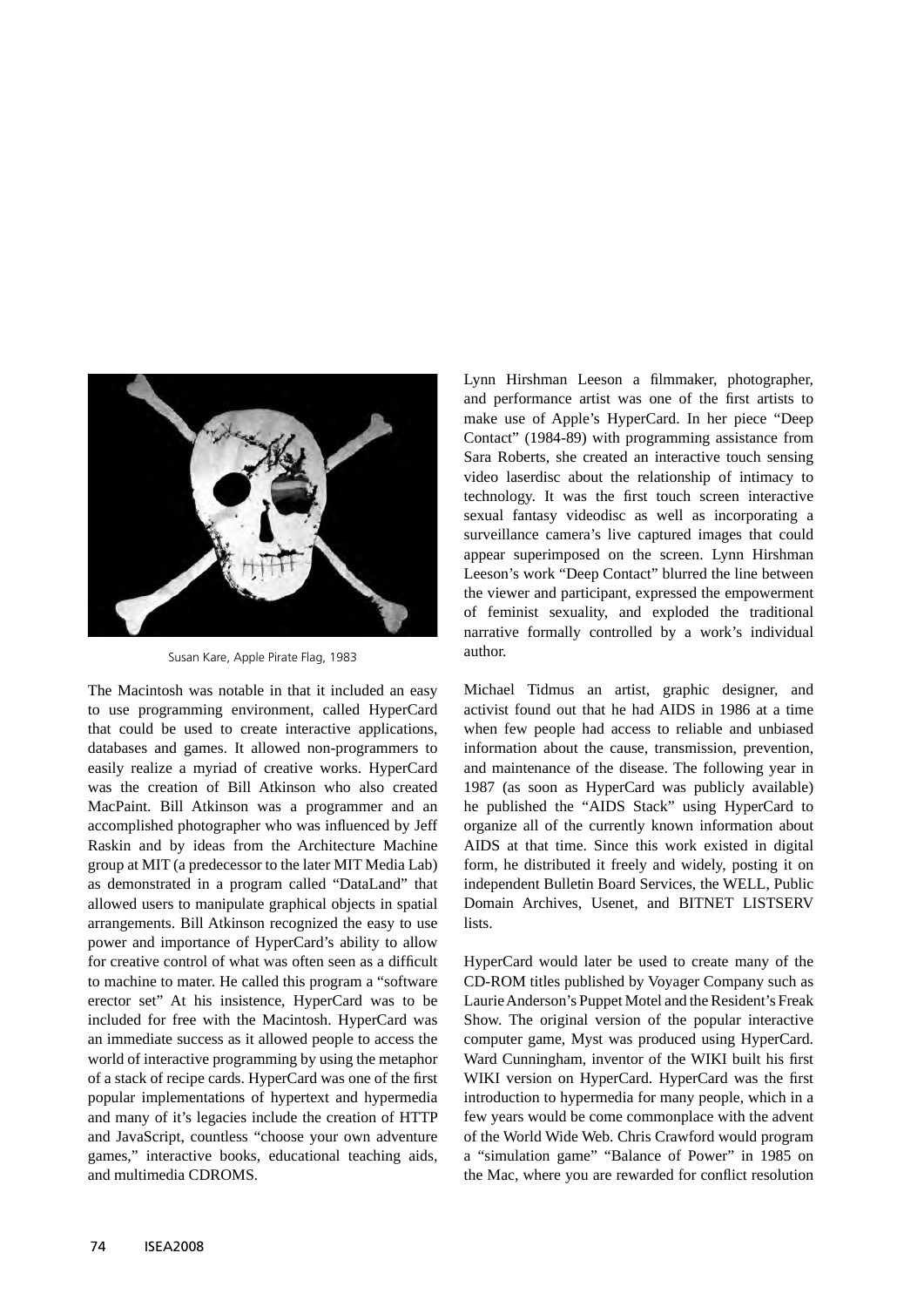Susan Kare, Apple Pirate Flag, 1983

The Macintosh was notable in that it included an easy to use programming environment, called HyperCard that could be used to create interactive applications, databases and games. It allowed non-programmers to easily realize a myriad of creative works. HyperCard was the creation of Bill Atkinson who also created MacPaint. Bill Atkinson was a programmer and an accomplished photographer who was influenced by Jeff Raskin and by ideas from the Architecture Machine group at MIT (a predecessor to the later MIT Media Lab) as demonstrated in a program called "DataLand" that allowed users to manipulate graphical objects in spatial arrangements. Bill Atkinson recognized the easy to use power and importance of HyperCard's ability to allow for creative control of what was often seen as a difficult to machine to mater. He called this program a "software erector set" At his insistence, HyperCard was to be included for free with the Macintosh. HyperCard was an immediate success as it allowed people to access the world of interactive programming by using the metaphor of a stack of recipe cards. HyperCard was one of the first popular implementations of hypertext and hypermedia and many of it's legacies include the creation of HTTP and JavaScript, countless "choose your own adventure games," interactive books, educational teaching aids, and multimedia CDROMS.

Lynn Hirshman Leeson a filmmaker, photographer, and performance artist was one of the first artists to make use of Apple's HyperCard. In her piece "Deep Contact" (1984-89) with programming assistance from Sara Roberts, she created an interactive touch sensing video laserdisc about the relationship of intimacy to technology. It was the first touch screen interactive sexual fantasy videodisc as well as incorporating a surveillance camera's live captured images that could appear superimposed on the screen. Lynn Hirshman Leeson's work "Deep Contact" blurred the line between the viewer and participant, expressed the empowerment of feminist sexuality, and exploded the traditional narrative formally controlled by a work's individual author.

Michael Tidmus an artist, graphic designer, and activist found out that he had AIDS in 1986 at a time when few people had access to reliable and unbiased information about the cause, transmission, prevention, and maintenance of the disease. The following year in 1987 (as soon as HyperCard was publicly available) he published the "AIDS Stack" using HyperCard to organize all of the currently known information about AIDS at that time. Since this work existed in digital form, he distributed it freely and widely, posting it on independent Bulletin Board Services, the WELL, Public Domain Archives, Usenet, and BITNET LISTSERV lists.

HyperCard would later be used to create many of the CD-ROM titles published by Voyager Company such as Laurie Anderson's Puppet Motel and the Resident's Freak Show. The original version of the popular interactive computer game, Myst was produced using HyperCard. Ward Cunningham, inventor of the WIKI built his first WIKI version on HyperCard. HyperCard was the first introduction to hypermedia for many people, which in a few years would be come commonplace with the advent of the World Wide Web. Chris Crawford would program a "simulation game" "Balance of Power" in 1985 on the Mac, where you are rewarded for conflict resolution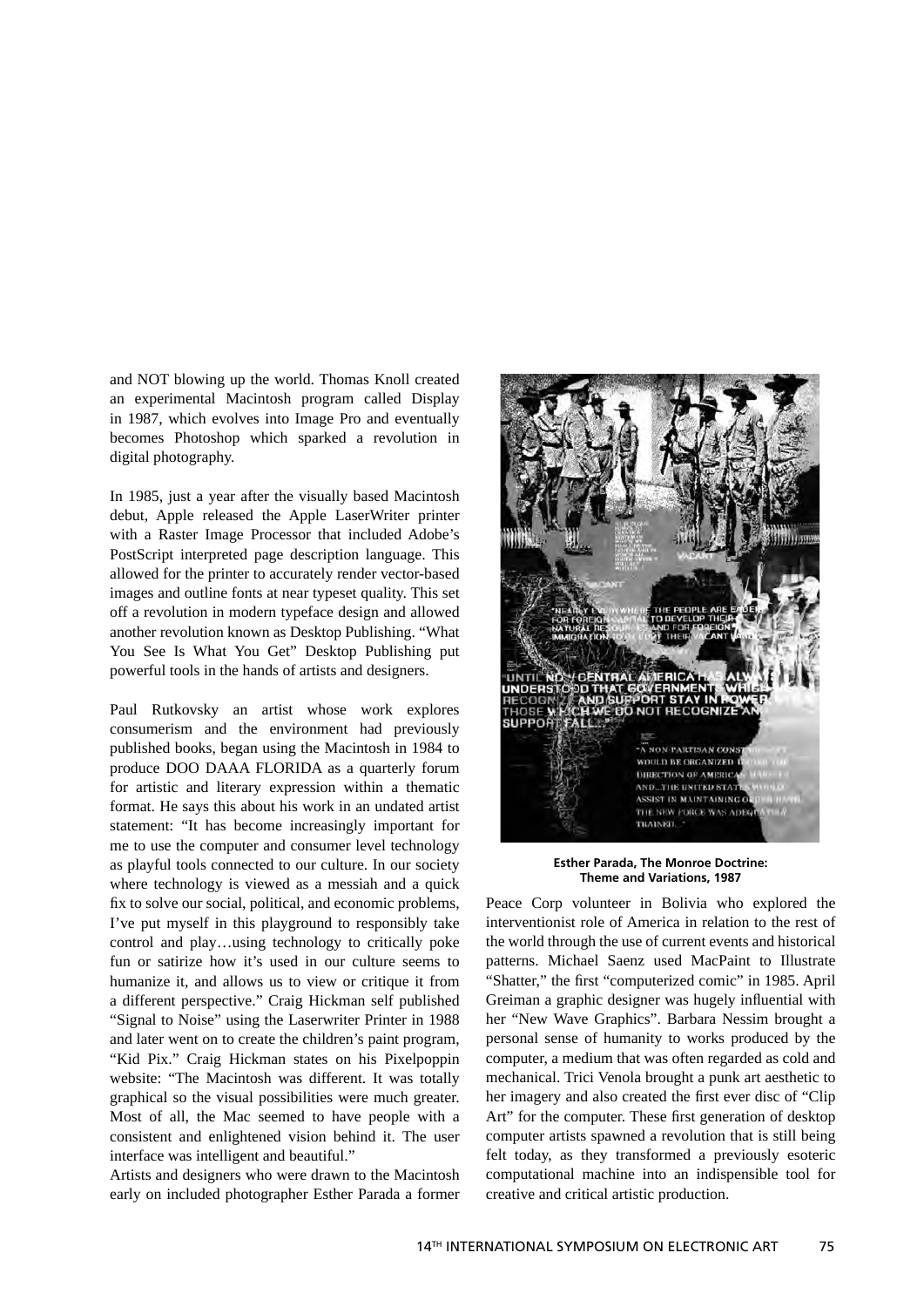and NOT blowing up the world. Thomas Knoll created an experimental Macintosh program called Display in 1987, which evolves into Image Pro and eventually becomes Photoshop which sparked a revolution in digital photography.

In 1985, just a year after the visually based Macintosh debut, Apple released the Apple LaserWriter printer with a Raster Image Processor that included Adobe's PostScript interpreted page description language. This allowed for the printer to accurately render vector-based images and outline fonts at near typeset quality. This set off a revolution in modern typeface design and allowed another revolution known as Desktop Publishing. "What You See Is What You Get" Desktop Publishing put powerful tools in the hands of artists and designers.

Paul Rutkovsky an artist whose work explores consumerism and the environment had previously published books, began using the Macintosh in 1984 to produce DOO DAAA FLORIDA as a quarterly forum for artistic and literary expression within a thematic format. He says this about his work in an undated artist statement: "It has become increasingly important for me to use the computer and consumer level technology as playful tools connected to our culture. In our society where technology is viewed as a messiah and a quick fix to solve our social, political, and economic problems, I've put myself in this playground to responsibly take control and play…using technology to critically poke fun or satirize how it's used in our culture seems to humanize it, and allows us to view or critique it from a different perspective." Craig Hickman self published "Signal to Noise" using the Laserwriter Printer in 1988 and later went on to create the children's paint program, "Kid Pix." Craig Hickman states on his Pixelpoppin website: "The Macintosh was different. It was totally graphical so the visual possibilities were much greater. Most of all, the Mac seemed to have people with a consistent and enlightened vision behind it. The user interface was intelligent and beautiful."

Artists and designers who were drawn to the Macintosh early on included photographer Esther Parada a former Peace Corp volunteer in Bolivia who explored the interventionist role of America in relation to the rest of the world through the use of current events and historical patterns. Michael Saenz used MacPaint to Illustrate "Shatter," the first "computerized comic" in 1985. April Greiman a graphic designer was hugely influential with her "New Wave Graphics". Barbara Nessim brought a personal sense of humanity to works produced by the computer, a medium that was often regarded as cold and mechanical. Trici Venola brought a punk art aesthetic to her imagery and also created the first ever disc of "Clip Art" for the computer. These first generation of desktop computer artists spawned a revolution that is still being felt today, as they transformed a previously esoteric computational machine into an indispensible tool for creative and critical artistic production.

**Esther Parada, The Monroe Doctrine: Theme and Variations, 1987**